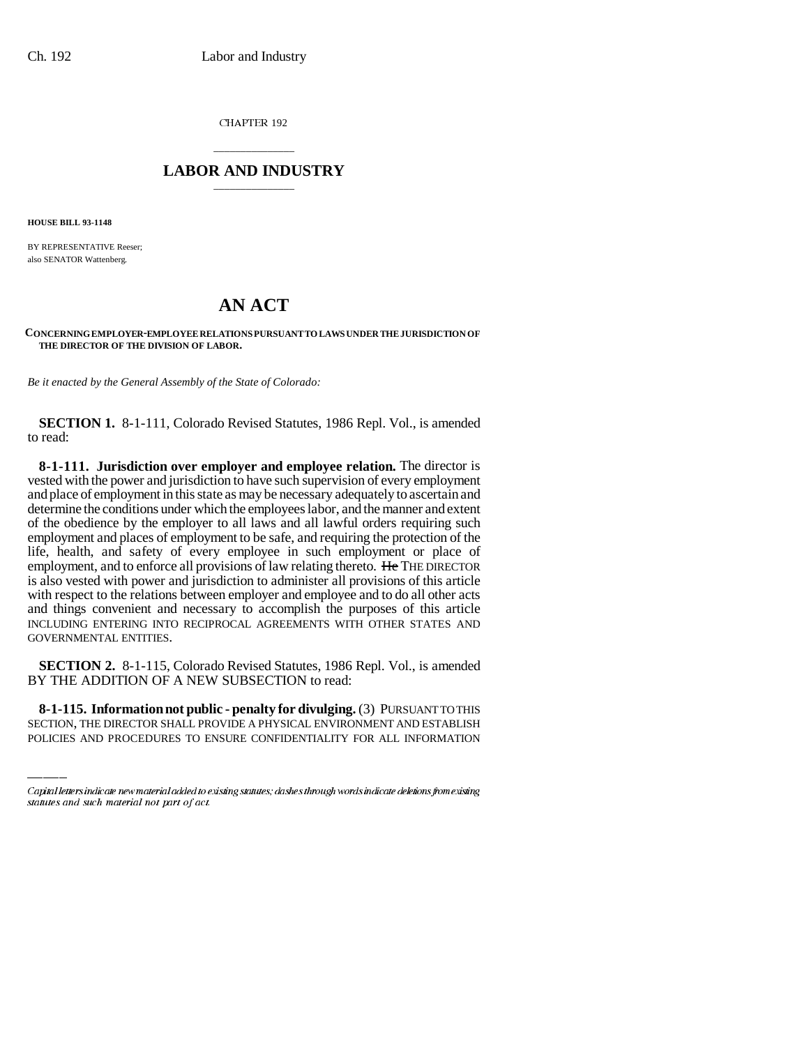CHAPTER 192

# LABOR AND INDUSTRY

**HOUSE BILL 93-1148**

BY REPRESENTATIVE Reeser;
also SENATOR Wattenberg.

# AN ACT

**CONCERNING EMPLOYER-EMPLOYEE RELATIONS PURSUANT TO LAWS UNDER THE JURISDICTION OF THE DIRECTOR OF THE DIVISION OF LABOR.**

*Be it enacted by the General Assembly of the State of Colorado:*

**SECTION 1.** 8-1-111, Colorado Revised Statutes, 1986 Repl. Vol., is amended to read:

**8-1-111. Jurisdiction over employer and employee relation.** The director is vested with the power and jurisdiction to have such supervision of every employment and place of employment in this state as may be necessary adequately to ascertain and determine the conditions under which the employees labor, and the manner and extent of the obedience by the employer to all laws and all lawful orders requiring such employment and places of employment to be safe, and requiring the protection of the life, health, and safety of every employee in such employment or place of employment, and to enforce all provisions of law relating thereto. ~~He~~ THE DIRECTOR is also vested with power and jurisdiction to administer all provisions of this article with respect to the relations between employer and employee and to do all other acts and things convenient and necessary to accomplish the purposes of this article INCLUDING ENTERING INTO RECIPROCAL AGREEMENTS WITH OTHER STATES AND GOVERNMENTAL ENTITIES.

**SECTION 2.** 8-1-115, Colorado Revised Statutes, 1986 Repl. Vol., is amended BY THE ADDITION OF A NEW SUBSECTION to read:

**8-1-115. Information not public - penalty for divulging.** (3) PURSUANT TO THIS SECTION, THE DIRECTOR SHALL PROVIDE A PHYSICAL ENVIRONMENT AND ESTABLISH POLICIES AND PROCEDURES TO ENSURE CONFIDENTIALITY FOR ALL INFORMATION

Capital letters indicate new material added to existing statutes; dashes through words indicate deletions from existing statutes and such material not part of act.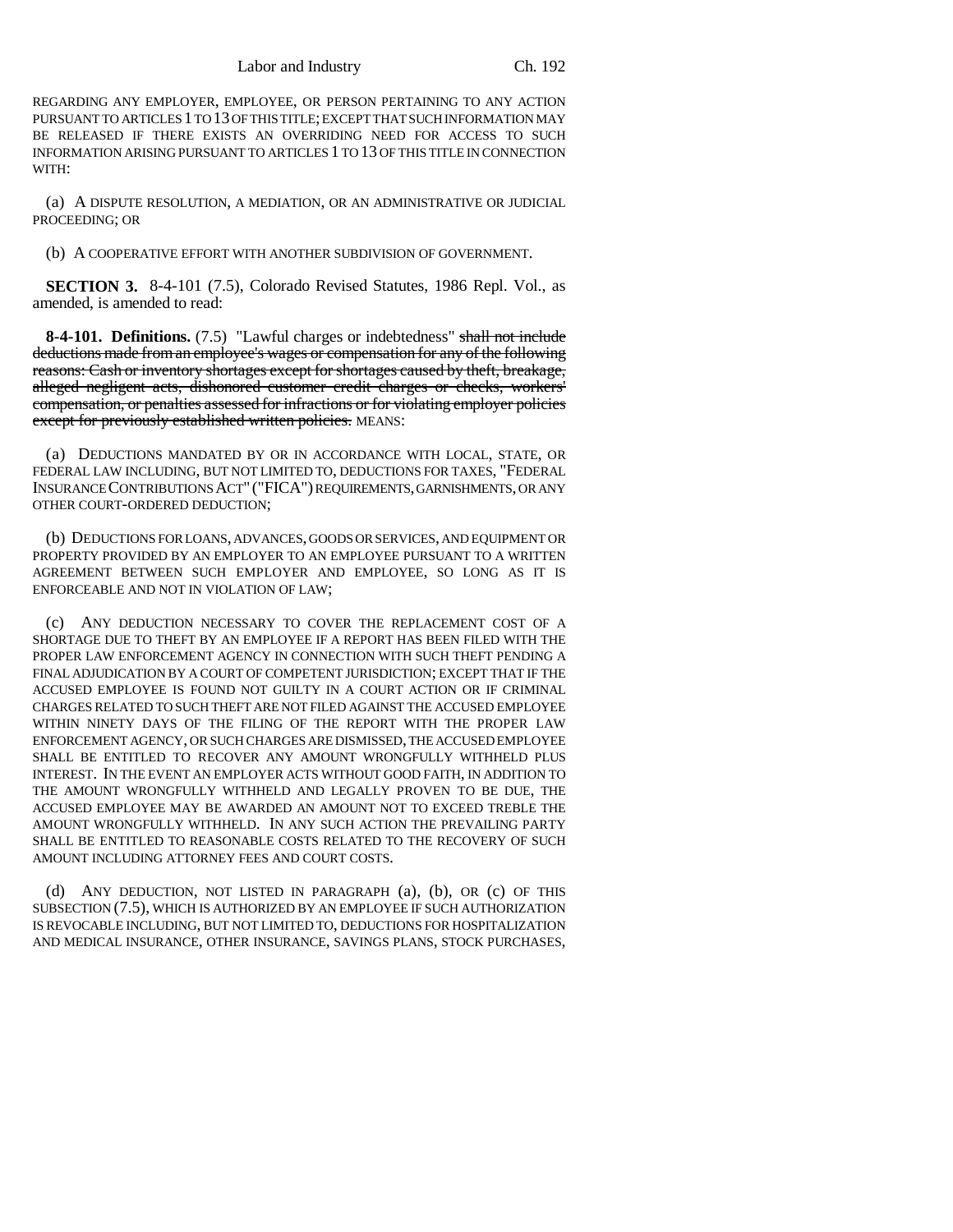REGARDING ANY EMPLOYER, EMPLOYEE, OR PERSON PERTAINING TO ANY ACTION PURSUANT TO ARTICLES 1 TO 13 OF THIS TITLE; EXCEPT THAT SUCH INFORMATION MAY BE RELEASED IF THERE EXISTS AN OVERRIDING NEED FOR ACCESS TO SUCH INFORMATION ARISING PURSUANT TO ARTICLES 1 TO 13 OF THIS TITLE IN CONNECTION WITH:

(a) A DISPUTE RESOLUTION, A MEDIATION, OR AN ADMINISTRATIVE OR JUDICIAL PROCEEDING; OR

(b) A COOPERATIVE EFFORT WITH ANOTHER SUBDIVISION OF GOVERNMENT.

**SECTION 3.** 8-4-101 (7.5), Colorado Revised Statutes, 1986 Repl. Vol., as amended, is amended to read:

**8-4-101. Definitions.** (7.5) "Lawful charges or indebtedness" ~~shall not include deductions made from an employee's wages or compensation for any of the following reasons: Cash or inventory shortages except for shortages caused by theft, breakage, alleged negligent acts, dishonored customer credit charges or checks, workers' compensation, or penalties assessed for infractions or for violating employer policies except for previously established written policies.~~ MEANS:

(a) DEDUCTIONS MANDATED BY OR IN ACCORDANCE WITH LOCAL, STATE, OR FEDERAL LAW INCLUDING, BUT NOT LIMITED TO, DEDUCTIONS FOR TAXES, "FEDERAL INSURANCE CONTRIBUTIONS ACT" ("FICA") REQUIREMENTS, GARNISHMENTS, OR ANY OTHER COURT-ORDERED DEDUCTION;

(b) DEDUCTIONS FOR LOANS, ADVANCES, GOODS OR SERVICES, AND EQUIPMENT OR PROPERTY PROVIDED BY AN EMPLOYER TO AN EMPLOYEE PURSUANT TO A WRITTEN AGREEMENT BETWEEN SUCH EMPLOYER AND EMPLOYEE, SO LONG AS IT IS ENFORCEABLE AND NOT IN VIOLATION OF LAW;

(c) ANY DEDUCTION NECESSARY TO COVER THE REPLACEMENT COST OF A SHORTAGE DUE TO THEFT BY AN EMPLOYEE IF A REPORT HAS BEEN FILED WITH THE PROPER LAW ENFORCEMENT AGENCY IN CONNECTION WITH SUCH THEFT PENDING A FINAL ADJUDICATION BY A COURT OF COMPETENT JURISDICTION; EXCEPT THAT IF THE ACCUSED EMPLOYEE IS FOUND NOT GUILTY IN A COURT ACTION OR IF CRIMINAL CHARGES RELATED TO SUCH THEFT ARE NOT FILED AGAINST THE ACCUSED EMPLOYEE WITHIN NINETY DAYS OF THE FILING OF THE REPORT WITH THE PROPER LAW ENFORCEMENT AGENCY, OR SUCH CHARGES ARE DISMISSED, THE ACCUSED EMPLOYEE SHALL BE ENTITLED TO RECOVER ANY AMOUNT WRONGFULLY WITHHELD PLUS INTEREST. IN THE EVENT AN EMPLOYER ACTS WITHOUT GOOD FAITH, IN ADDITION TO THE AMOUNT WRONGFULLY WITHHELD AND LEGALLY PROVEN TO BE DUE, THE ACCUSED EMPLOYEE MAY BE AWARDED AN AMOUNT NOT TO EXCEED TREBLE THE AMOUNT WRONGFULLY WITHHELD. IN ANY SUCH ACTION THE PREVAILING PARTY SHALL BE ENTITLED TO REASONABLE COSTS RELATED TO THE RECOVERY OF SUCH AMOUNT INCLUDING ATTORNEY FEES AND COURT COSTS.

(d) ANY DEDUCTION, NOT LISTED IN PARAGRAPH (a), (b), OR (c) OF THIS SUBSECTION (7.5), WHICH IS AUTHORIZED BY AN EMPLOYEE IF SUCH AUTHORIZATION IS REVOCABLE INCLUDING, BUT NOT LIMITED TO, DEDUCTIONS FOR HOSPITALIZATION AND MEDICAL INSURANCE, OTHER INSURANCE, SAVINGS PLANS, STOCK PURCHASES,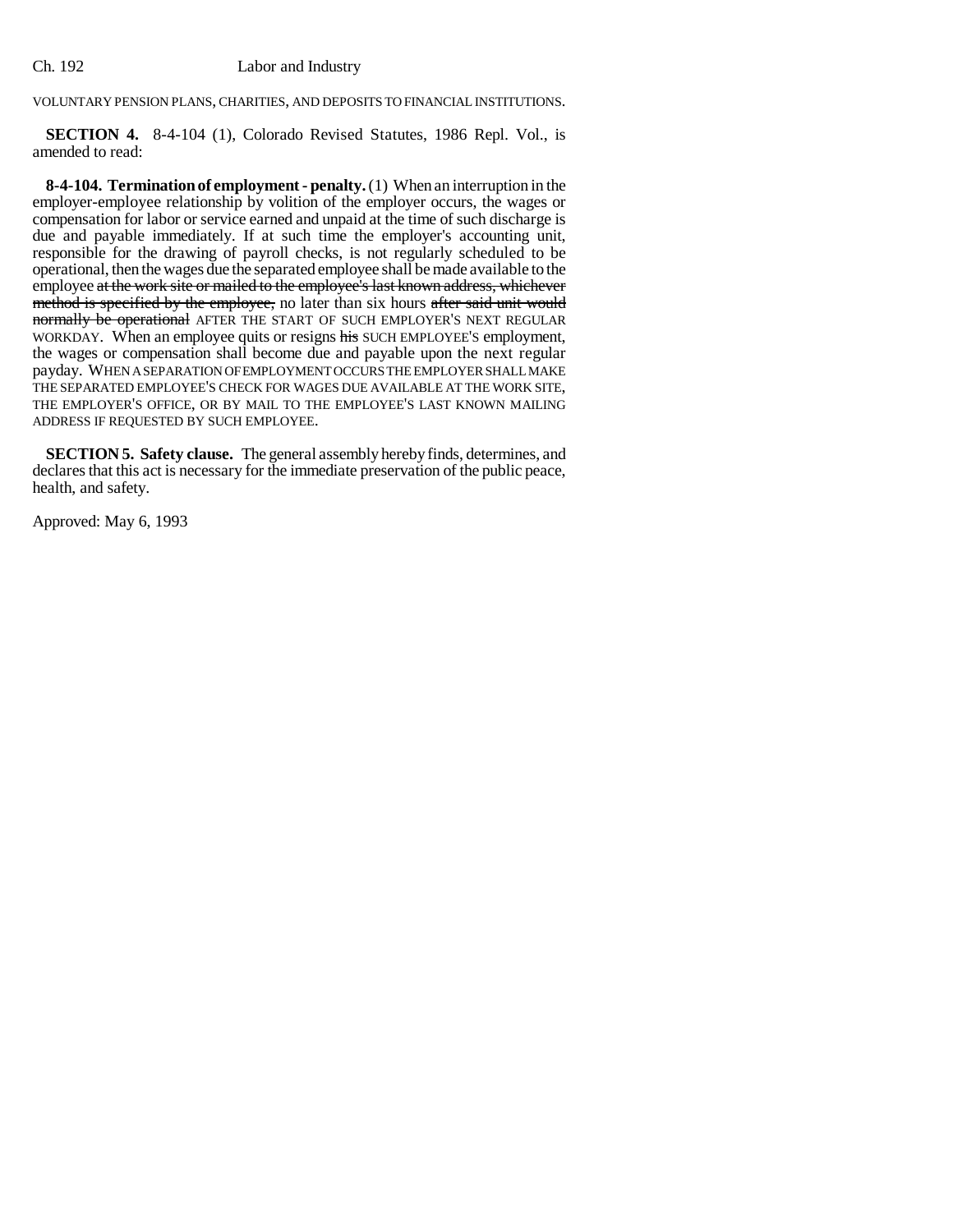VOLUNTARY PENSION PLANS, CHARITIES, AND DEPOSITS TO FINANCIAL INSTITUTIONS.

**SECTION 4.** 8-4-104 (1), Colorado Revised Statutes, 1986 Repl. Vol., is amended to read:

**8-4-104. Termination of employment - penalty.** (1) When an interruption in the employer-employee relationship by volition of the employer occurs, the wages or compensation for labor or service earned and unpaid at the time of such discharge is due and payable immediately. If at such time the employer's accounting unit, responsible for the drawing of payroll checks, is not regularly scheduled to be operational, then the wages due the separated employee shall be made available to the employee ~~at the work site or mailed to the employee's last known address, whichever method is specified by the employee,~~ no later than six hours ~~after said unit would normally be operational~~ AFTER THE START OF SUCH EMPLOYER'S NEXT REGULAR WORKDAY. When an employee quits or resigns ~~his~~ SUCH EMPLOYEE'S employment, the wages or compensation shall become due and payable upon the next regular payday. WHEN A SEPARATION OF EMPLOYMENT OCCURS THE EMPLOYER SHALL MAKE THE SEPARATED EMPLOYEE'S CHECK FOR WAGES DUE AVAILABLE AT THE WORK SITE, THE EMPLOYER'S OFFICE, OR BY MAIL TO THE EMPLOYEE'S LAST KNOWN MAILING ADDRESS IF REQUESTED BY SUCH EMPLOYEE.

**SECTION 5. Safety clause.** The general assembly hereby finds, determines, and declares that this act is necessary for the immediate preservation of the public peace, health, and safety.

Approved: May 6, 1993